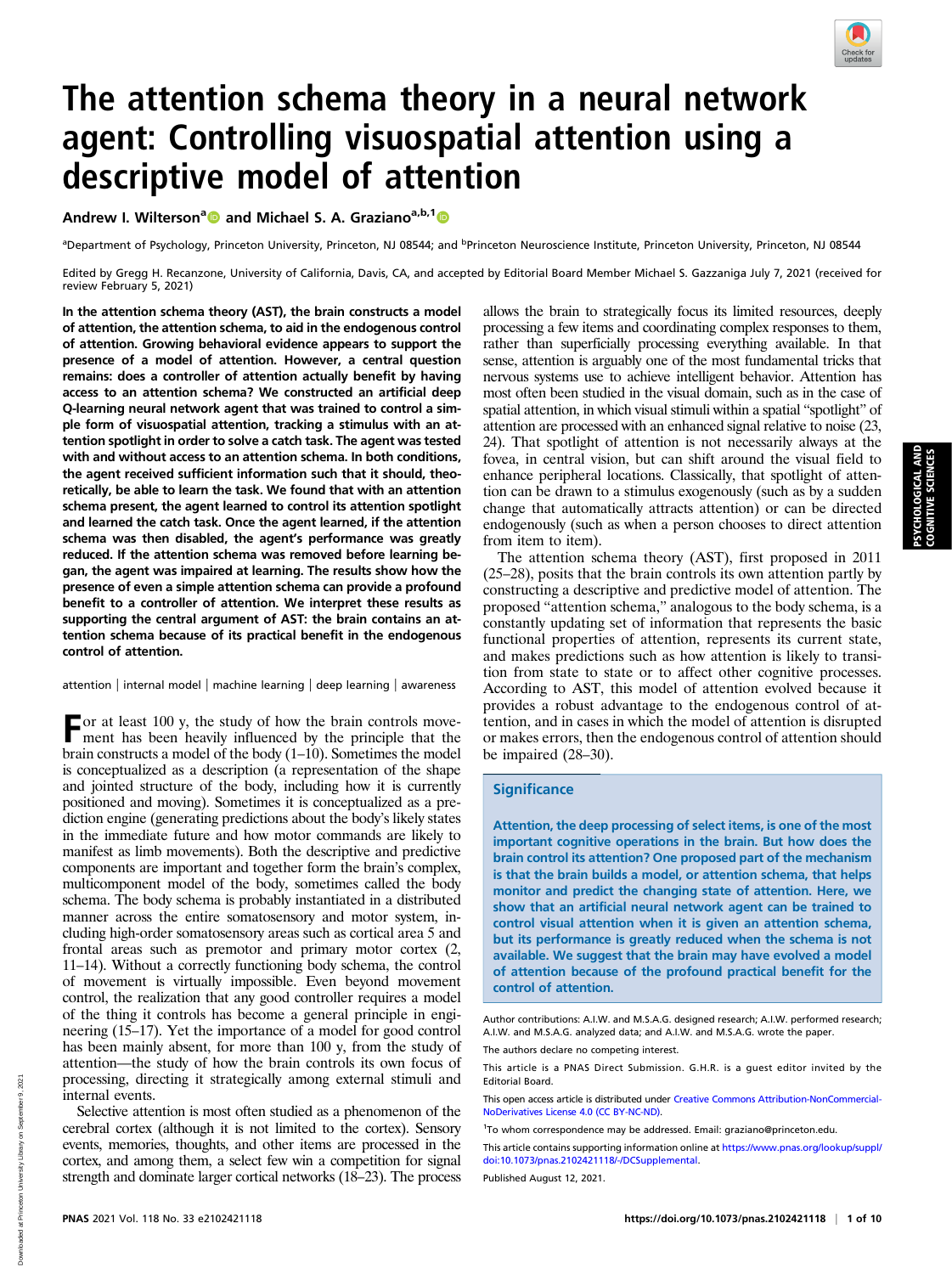# The attention schema theory in a neural network agent: Controlling visuospatial attention using a descriptive model of attention

Andrew I. Wilterson[a] and Michael S. A. Graziano[a,b,1]

[a]Department of Psychology, Princeton University, Princeton, NJ 08544; and [b]Princeton Neuroscience Institute, Princeton University, Princeton, NJ 08544

Edited by Gregg H. Recanzone, University of California, Davis, CA, and accepted by Editorial Board Member Michael S. Gazzaniga July 7, 2021 (received for review February 5, 2021)

**In the attention schema theory (AST), the brain constructs a model of attention, the attention schema, to aid in the endogenous control of attention. Growing behavioral evidence appears to support the presence of a model of attention. However, a central question remains: does a controller of attention actually benefit by having access to an attention schema? We constructed an artificial deep Q-learning neural network agent that was trained to control a simple form of visuospatial attention, tracking a stimulus with an attention spotlight in order to solve a catch task. The agent was tested with and without access to an attention schema. In both conditions, the agent received sufficient information such that it should, theoretically, be able to learn the task. We found that with an attention schema present, the agent learned to control its attention spotlight and learned the catch task. Once the agent learned, if the attention schema was then disabled, the agent's performance was greatly reduced. If the attention schema was removed before learning began, the agent was impaired at learning. The results show how the presence of even a simple attention schema can provide a profound benefit to a controller of attention. We interpret these results as supporting the central argument of AST: the brain contains an attention schema because of its practical benefit in the endogenous control of attention.**

attention | internal model | machine learning | deep learning | awareness

For at least 100 y, the study of how the brain controls movement has been heavily influenced by the principle that the brain constructs a model of the body (1–10). Sometimes the model is conceptualized as a description (a representation of the shape and jointed structure of the body, including how it is currently positioned and moving). Sometimes it is conceptualized as a prediction engine (generating predictions about the body's likely states in the immediate future and how motor commands are likely to manifest as limb movements). Both the descriptive and predictive components are important and together form the brain's complex, multicomponent model of the body, sometimes called the body schema. The body schema is probably instantiated in a distributed manner across the entire somatosensory and motor system, including high-order somatosensory areas such as cortical area 5 and frontal areas such as premotor and primary motor cortex (2, 11–14). Without a correctly functioning body schema, the control of movement is virtually impossible. Even beyond movement control, the realization that any good controller requires a model of the thing it controls has become a general principle in engineering (15–17). Yet the importance of a model for good control has been mainly absent, for more than 100 y, from the study of attention—the study of how the brain controls its own focus of processing, directing it strategically among external stimuli and internal events.

Selective attention is most often studied as a phenomenon of the cerebral cortex (although it is not limited to the cortex). Sensory events, memories, thoughts, and other items are processed in the cortex, and among them, a select few win a competition for signal strength and dominate larger cortical networks (18–23). The process allows the brain to strategically focus its limited resources, deeply processing a few items and coordinating complex responses to them, rather than superficially processing everything available. In that sense, attention is arguably one of the most fundamental tricks that nervous systems use to achieve intelligent behavior. Attention has most often been studied in the visual domain, such as in the case of spatial attention, in which visual stimuli within a spatial "spotlight" of attention are processed with an enhanced signal relative to noise (23, 24). That spotlight of attention is not necessarily always at the fovea, in central vision, but can shift around the visual field to enhance peripheral locations. Classically, that spotlight of attention can be drawn to a stimulus exogenously (such as by a sudden change that automatically attracts attention) or can be directed endogenously (such as when a person chooses to direct attention from item to item).

The attention schema theory (AST), first proposed in 2011 (25–28), posits that the brain controls its own attention partly by constructing a descriptive and predictive model of attention. The proposed "attention schema," analogous to the body schema, is a constantly updating set of information that represents the basic functional properties of attention, represents its current state, and makes predictions such as how attention is likely to transition from state to state or to affect other cognitive processes. According to AST, this model of attention evolved because it provides a robust advantage to the endogenous control of attention, and in cases in which the model of attention is disrupted or makes errors, then the endogenous control of attention should be impaired (28–30).

## Significance

Attention, the deep processing of select items, is one of the most important cognitive operations in the brain. But how does the brain control its attention? One proposed part of the mechanism is that the brain builds a model, or attention schema, that helps monitor and predict the changing state of attention. Here, we show that an artificial neural network agent can be trained to control visual attention when it is given an attention schema, but its performance is greatly reduced when the schema is not available. We suggest that the brain may have evolved a model of attention because of the profound practical benefit for the control of attention.

Author contributions: A.I.W. and M.S.A.G. designed research; A.I.W. performed research; A.I.W. and M.S.A.G. analyzed data; and A.I.W. and M.S.A.G. wrote the paper.

The authors declare no competing interest.

This article is a PNAS Direct Submission. G.H.R. is a guest editor invited by the Editorial Board.

This open access article is distributed under Creative Commons Attribution-NonCommercial-NoDerivatives License 4.0 (CC BY-NC-ND).

[1]To whom correspondence may be addressed. Email: graziano@princeton.edu.

This article contains supporting information online at https://www.pnas.org/lookup/suppl/doi:10.1073/pnas.2102421118/-/DCSupplemental.

Published August 12, 2021.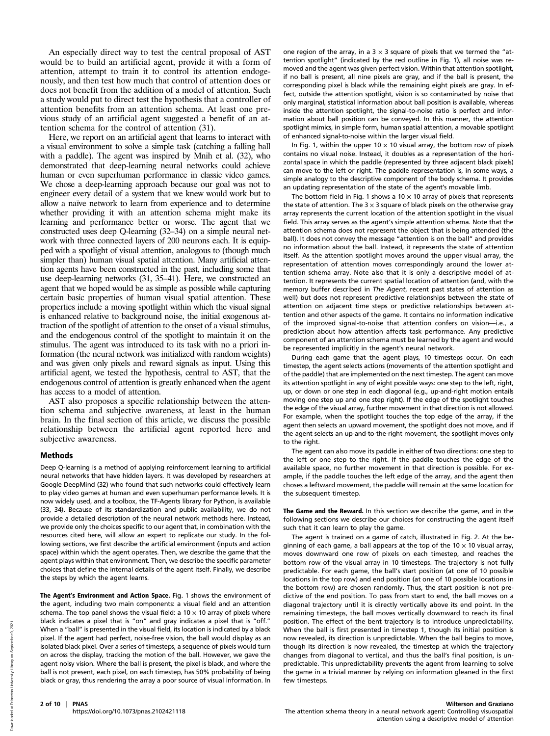An especially direct way to test the central proposal of AST would be to build an artificial agent, provide it with a form of attention, attempt to train it to control its attention endogenously, and then test how much that control of attention does or does not benefit from the addition of a model of attention. Such a study would put to direct test the hypothesis that a controller of attention benefits from an attention schema. At least one previous study of an artificial agent suggested a benefit of an attention schema for the control of attention (31).

Here, we report on an artificial agent that learns to interact with a visual environment to solve a simple task (catching a falling ball with a paddle). The agent was inspired by Mnih et al. (32), who demonstrated that deep-learning neural networks could achieve human or even superhuman performance in classic video games. We chose a deep-learning approach because our goal was not to engineer every detail of a system that we knew would work but to allow a naïve network to learn from experience and to determine whether providing it with an attention schema might make its learning and performance better or worse. The agent that we constructed uses deep Q-learning (32–34) on a simple neural network with three connected layers of 200 neurons each. It is equipped with a spotlight of visual attention, analogous to (though much simpler than) human visual spatial attention. Many artificial attention agents have been constructed in the past, including some that use deep-learning networks (31, 35–41). Here, we constructed an agent that we hoped would be as simple as possible while capturing certain basic properties of human visual spatial attention. These properties include a moving spotlight within which the visual signal is enhanced relative to background noise, the initial exogenous attraction of the spotlight of attention to the onset of a visual stimulus, and the endogenous control of the spotlight to maintain it on the stimulus. The agent was introduced to its task with no a priori information (the neural network was initialized with random weights) and was given only pixels and reward signals as input. Using this artificial agent, we tested the hypothesis, central to AST, that the endogenous control of attention is greatly enhanced when the agent has access to a model of attention.

AST also proposes a specific relationship between the attention schema and subjective awareness, at least in the human brain. In the final section of this article, we discuss the possible relationship between the artificial agent reported here and subjective awareness.

## Methods

Deep Q-learning is a method of applying reinforcement learning to artificial neural networks that have hidden layers. It was developed by researchers at Google DeepMind (32) who found that such networks could effectively learn to play video games at human and even superhuman performance levels. It is now widely used, and a toolbox, the TF-Agents library for Python, is available (33, 34). Because of its standardization and public availability, we do not provide a detailed description of the neural network methods here. Instead, we provide only the choices specific to our agent that, in combination with the resources cited here, will allow an expert to replicate our study. In the following sections, we first describe the artificial environment (inputs and action space) within which the agent operates. Then, we describe the game that the agent plays within that environment. Then, we describe the specific parameter choices that define the internal details of the agent itself. Finally, we describe the steps by which the agent learns.

**The Agent's Environment and Action Space.** Fig. 1 shows the environment of the agent, including two main components: a visual field and an attention schema. The top panel shows the visual field: a $10 \times 10$ array of pixels where black indicates a pixel that is "on" and gray indicates a pixel that is "off." When a "ball" is presented in the visual field, its location is indicated by a black pixel. If the agent had perfect, noise-free vision, the ball would display as an isolated black pixel. Over a series of timesteps, a sequence of pixels would turn on across the display, tracking the motion of the ball. However, we gave the agent noisy vision. Where the ball is present, the pixel is black, and where the ball is not present, each pixel, on each timestep, has 50% probability of being black or gray, thus rendering the array a poor source of visual information. In one region of the array, in a $3 \times 3$ square of pixels that we termed the "attention spotlight" (indicated by the red outline in Fig. 1), all noise was removed and the agent was given perfect vision. Within that attention spotlight, if no ball is present, all nine pixels are gray, and if the ball is present, the corresponding pixel is black while the remaining eight pixels are gray. In effect, outside the attention spotlight, vision is so contaminated by noise that only marginal, statistical information about ball position is available, whereas inside the attention spotlight, the signal-to-noise ratio is perfect and information about ball position can be conveyed. In this manner, the attention spotlight mimics, in simple form, human spatial attention, a movable spotlight of enhanced signal-to-noise within the larger visual field.

In Fig. 1, within the upper $10 \times 10$ visual array, the bottom row of pixels contains no visual noise. Instead, it doubles as a representation of the horizontal space in which the paddle (represented by three adjacent black pixels) can move to the left or right. The paddle representation is, in some ways, a simple analogy to the descriptive component of the body schema. It provides an updating representation of the state of the agent's movable limb.

The bottom field in Fig. 1 shows a $10 \times 10$ array of pixels that represents the state of attention. The $3 \times 3$ square of black pixels on the otherwise gray array represents the current location of the attention spotlight in the visual field. This array serves as the agent's simple attention schema. Note that the attention schema does not represent the object that is being attended (the ball). It does not convey the message "attention is on the ball" and provides no information about the ball. Instead, it represents the state of attention itself. As the attention spotlight moves around the upper visual array, the representation of attention moves correspondingly around the lower attention schema array. Note also that it is only a descriptive model of attention. It represents the current spatial location of attention (and, with the memory buffer described in *The Agent*, recent past states of attention as well) but does not represent predictive relationships between the state of attention on adjacent time steps or predictive relationships between attention and other aspects of the game. It contains no information indicative of the improved signal-to-noise that attention confers on vision—i.e., a prediction about how attention affects task performance. Any predictive component of an attention schema must be learned by the agent and would be represented implicitly in the agent's neural network.

During each game that the agent plays, 10 timesteps occur. On each timestep, the agent selects actions (movements of the attention spotlight and of the paddle) that are implemented on the next timestep. The agent can move its attention spotlight in any of eight possible ways: one step to the left, right, up, or down or one step in each diagonal (e.g., up-and-right motion entails moving one step up and one step right). If the edge of the spotlight touches the edge of the visual array, further movement in that direction is not allowed. For example, when the spotlight touches the top edge of the array, if the agent then selects an upward movement, the spotlight does not move, and if the agent selects an up-and-to-the-right movement, the spotlight moves only to the right.

The agent can also move its paddle in either of two directions: one step to the left or one step to the right. If the paddle touches the edge of the available space, no further movement in that direction is possible. For example, if the paddle touches the left edge of the array, and the agent then choses a leftward movement, the paddle will remain at the same location for the subsequent timestep.

**The Game and the Reward.** In this section we describe the game, and in the following sections we describe our choices for constructing the agent itself such that it can learn to play the game.

The agent is trained on a game of catch, illustrated in Fig. 2. At the beginning of each game, a ball appears at the top of the $10 \times 10$ visual array, moves downward one row of pixels on each timestep, and reaches the bottom row of the visual array in 10 timesteps. The trajectory is not fully predictable. For each game, the ball's start position (at one of 10 possible locations in the top row) and end position (at one of 10 possible locations in the bottom row) are chosen randomly. Thus, the start position is not predictive of the end position. To pass from start to end, the ball moves on a diagonal trajectory until it is directly vertically above its end point. In the remaining timesteps, the ball moves vertically downward to reach its final position. The effect of the bent trajectory is to introduce unpredictability. When the ball is first presented in timestep 1, though its initial position is now revealed, its direction is unpredictable. When the ball begins to move, though its direction is now revealed, the timestep at which the trajectory changes from diagonal to vertical, and thus the ball's final position, is unpredictable. This unpredictability prevents the agent from learning to solve the game in a trivial manner by relying on information gleaned in the first few timesteps.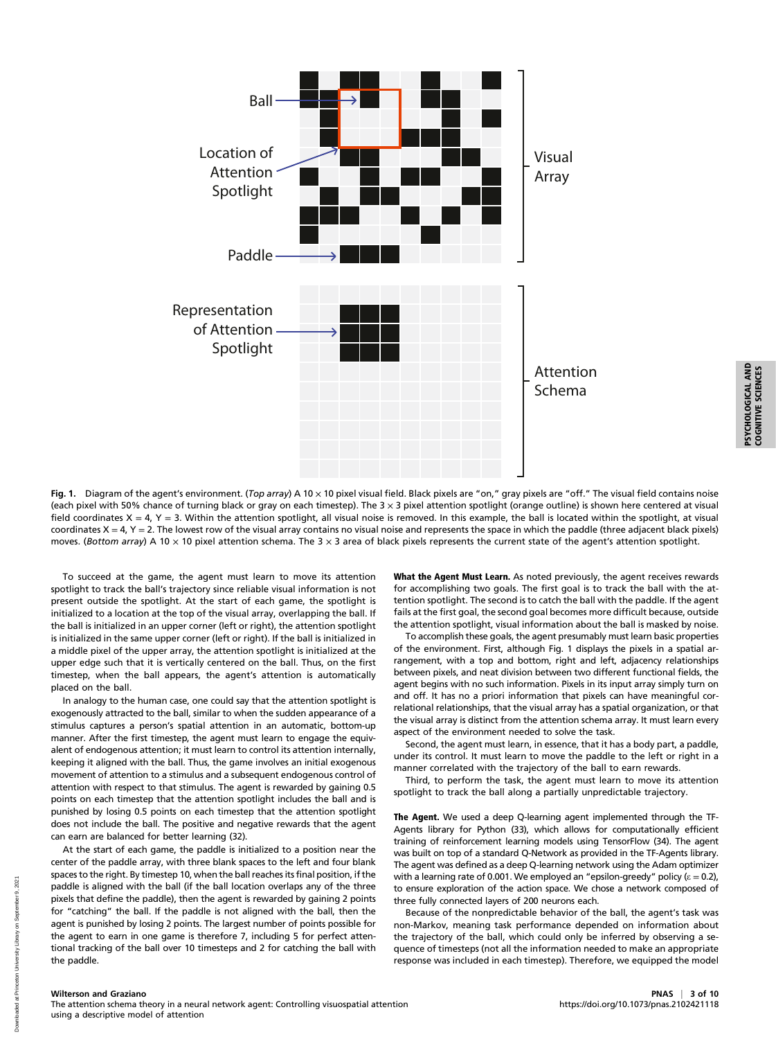**Fig. 1.** Diagram of the agent's environment. (*Top array*) A 10 × 10 pixel visual field. Black pixels are "on," gray pixels are "off." The visual field contains noise (each pixel with 50% chance of turning black or gray on each timestep). The 3 × 3 pixel attention spotlight (orange outline) is shown here centered at visual field coordinates X = 4, Y = 3. Within the attention spotlight, all visual noise is removed. In this example, the ball is located within the spotlight, at visual coordinates X = 4, Y = 2. The lowest row of the visual array contains no visual noise and represents the space in which the paddle (three adjacent black pixels) moves. (*Bottom array*) A 10 × 10 pixel attention schema. The 3 × 3 area of black pixels represents the current state of the agent's attention spotlight.

To succeed at the game, the agent must learn to move its attention spotlight to track the ball's trajectory since reliable visual information is not present outside the spotlight. At the start of each game, the spotlight is initialized to a location at the top of the visual array, overlapping the ball. If the ball is initialized in an upper corner (left or right), the attention spotlight is initialized in the same upper corner (left or right). If the ball is initialized in a middle pixel of the upper array, the attention spotlight is initialized at the upper edge such that it is vertically centered on the ball. Thus, on the first timestep, when the ball appears, the agent's attention is automatically placed on the ball.

In analogy to the human case, one could say that the attention spotlight is exogenously attracted to the ball, similar to when the sudden appearance of a stimulus captures a person's spatial attention in an automatic, bottom-up manner. After the first timestep, the agent must learn to engage the equivalent of endogenous attention; it must learn to control its attention internally, keeping it aligned with the ball. Thus, the game involves an initial exogenous movement of attention to a stimulus and a subsequent endogenous control of attention with respect to that stimulus. The agent is rewarded by gaining 0.5 points on each timestep that the attention spotlight includes the ball and is punished by losing 0.5 points on each timestep that the attention spotlight does not include the ball. The positive and negative rewards that the agent can earn are balanced for better learning (32).

At the start of each game, the paddle is initialized to a position near the center of the paddle array, with three blank spaces to the left and four blank spaces to the right. By timestep 10, when the ball reaches its final position, if the paddle is aligned with the ball (if the ball location overlaps any of the three pixels that define the paddle), then the agent is rewarded by gaining 2 points for "catching" the ball. If the paddle is not aligned with the ball, then the agent is punished by losing 2 points. The largest number of points possible for the agent to earn in one game is therefore 7, including 5 for perfect attentional tracking of the ball over 10 timesteps and 2 for catching the ball with the paddle.

**What the Agent Must Learn.** As noted previously, the agent receives rewards for accomplishing two goals. The first goal is to track the ball with the attention spotlight. The second is to catch the ball with the paddle. If the agent fails at the first goal, the second goal becomes more difficult because, outside the attention spotlight, visual information about the ball is masked by noise.

To accomplish these goals, the agent presumably must learn basic properties of the environment. First, although Fig. 1 displays the pixels in a spatial arrangement, with a top and bottom, right and left, adjacency relationships between pixels, and neat division between two different functional fields, the agent begins with no such information. Pixels in its input array simply turn on and off. It has no a priori information that pixels can have meaningful correlational relationships, that the visual array has a spatial organization, or that the visual array is distinct from the attention schema array. It must learn every aspect of the environment needed to solve the task.

Second, the agent must learn, in essence, that it has a body part, a paddle, under its control. It must learn to move the paddle to the left or right in a manner correlated with the trajectory of the ball to earn rewards.

Third, to perform the task, the agent must learn to move its attention spotlight to track the ball along a partially unpredictable trajectory.

**The Agent.** We used a deep Q-learning agent implemented through the TF-Agents library for Python (33), which allows for computationally efficient training of reinforcement learning models using TensorFlow (34). The agent was built on top of a standard Q-Network as provided in the TF-Agents library. The agent was defined as a deep Q-learning network using the Adam optimizer with a learning rate of 0.001. We employed an "epsilon-greedy" policy ($\varepsilon = 0.2$), to ensure exploration of the action space. We chose a network composed of three fully connected layers of 200 neurons each.

Because of the nonpredictable behavior of the ball, the agent's task was non-Markov, meaning task performance depended on information about the trajectory of the ball, which could only be inferred by observing a sequence of timesteps (not all the information needed to make an appropriate response was included in each timestep). Therefore, we equipped the model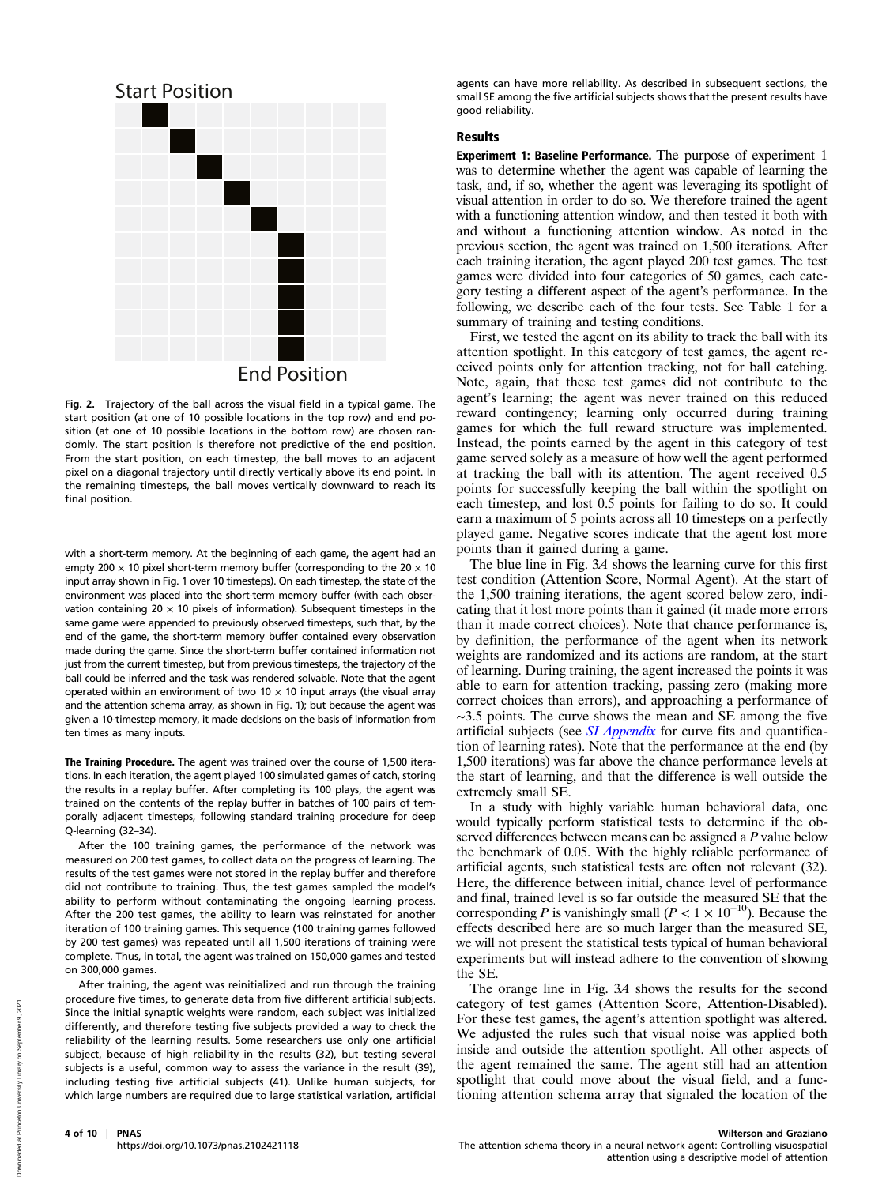Start Position

End Position

**Fig. 2.** Trajectory of the ball across the visual field in a typical game. The start position (at one of 10 possible locations in the top row) and end position (at one of 10 possible locations in the bottom row) are chosen randomly. The start position is therefore not predictive of the end position. From the start position, on each timestep, the ball moves to an adjacent pixel on a diagonal trajectory until directly vertically above its end point. In the remaining timesteps, the ball moves vertically downward to reach its final position.

with a short-term memory. At the beginning of each game, the agent had an empty 200 × 10 pixel short-term memory buffer (corresponding to the 20 × 10 input array shown in Fig. 1 over 10 timesteps). On each timestep, the state of the environment was placed into the short-term memory buffer (with each observation containing 20 × 10 pixels of information). Subsequent timesteps in the same game were appended to previously observed timesteps, such that, by the end of the game, the short-term memory buffer contained every observation made during the game. Since the short-term buffer contained information not just from the current timestep, but from previous timesteps, the trajectory of the ball could be inferred and the task was rendered solvable. Note that the agent operated within an environment of two 10 × 10 input arrays (the visual array and the attention schema array, as shown in Fig. 1); but because the agent was given a 10-timestep memory, it made decisions on the basis of information from ten times as many inputs.

**The Training Procedure.** The agent was trained over the course of 1,500 iterations. In each iteration, the agent played 100 simulated games of catch, storing the results in a replay buffer. After completing its 100 plays, the agent was trained on the contents of the replay buffer in batches of 100 pairs of temporally adjacent timesteps, following standard training procedure for deep Q-learning (32–34).

After the 100 training games, the performance of the network was measured on 200 test games, to collect data on the progress of learning. The results of the test games were not stored in the replay buffer and therefore did not contribute to training. Thus, the test games sampled the model's ability to perform without contaminating the ongoing learning process. After the 200 test games, the ability to learn was reinstated for another iteration of 100 training games. This sequence (100 training games followed by 200 test games) was repeated until all 1,500 iterations of training were complete. Thus, in total, the agent was trained on 150,000 games and tested on 300,000 games.

After training, the agent was reinitialized and run through the training procedure five times, to generate data from five different artificial subjects. Since the initial synaptic weights were random, each subject was initialized differently, and therefore testing five subjects provided a way to check the reliability of the learning results. Some researchers use only one artificial subject, because of high reliability in the results (32), but testing several subjects is a useful, common way to assess the variance in the result (39), including testing five artificial subjects (41). Unlike human subjects, for which large numbers are required due to large statistical variation, artificial agents can have more reliability. As described in subsequent sections, the small SE among the five artificial subjects shows that the present results have good reliability.

## Results

**Experiment 1: Baseline Performance.** The purpose of experiment 1 was to determine whether the agent was capable of learning the task, and, if so, whether the agent was leveraging its spotlight of visual attention in order to do so. We therefore trained the agent with a functioning attention window, and then tested it both with and without a functioning attention window. As noted in the previous section, the agent was trained on 1,500 iterations. After each training iteration, the agent played 200 test games. The test games were divided into four categories of 50 games, each category testing a different aspect of the agent's performance. In the following, we describe each of the four tests. See Table 1 for a summary of training and testing conditions.

First, we tested the agent on its ability to track the ball with its attention spotlight. In this category of test games, the agent received points only for attention tracking, not for ball catching. Note, again, that these test games did not contribute to the agent's learning; the agent was never trained on this reduced reward contingency; learning only occurred during training games for which the full reward structure was implemented. Instead, the points earned by the agent in this category of test game served solely as a measure of how well the agent performed at tracking the ball with its attention. The agent received 0.5 points for successfully keeping the ball within the spotlight on each timestep, and lost 0.5 points for failing to do so. It could earn a maximum of 5 points across all 10 timesteps on a perfectly played game. Negative scores indicate that the agent lost more points than it gained during a game.

The blue line in Fig. 3*A* shows the learning curve for this first test condition (Attention Score, Normal Agent). At the start of the 1,500 training iterations, the agent scored below zero, indicating that it lost more points than it gained (it made more errors than it made correct choices). Note that chance performance is, by definition, the performance of the agent when its network weights are randomized and its actions are random, at the start of learning. During training, the agent increased the points it was able to earn for attention tracking, passing zero (making more correct choices than errors), and approaching a performance of ~3.5 points. The curve shows the mean and SE among the five artificial subjects (see *SI Appendix* for curve fits and quantification of learning rates). Note that the performance at the end (by 1,500 iterations) was far above the chance performance levels at the start of learning, and that the difference is well outside the extremely small SE.

In a study with highly variable human behavioral data, one would typically perform statistical tests to determine if the observed differences between means can be assigned a $P$ value below the benchmark of 0.05. With the highly reliable performance of artificial agents, such statistical tests are often not relevant (32). Here, the difference between initial, chance level of performance and final, trained level is so far outside the measured SE that the corresponding $P$ is vanishingly small ($P < 1 \times 10^{-10}$). Because the effects described here are so much larger than the measured SE, we will not present the statistical tests typical of human behavioral experiments but will instead adhere to the convention of showing the SE.

The orange line in Fig. 3*A* shows the results for the second category of test games (Attention Score, Attention-Disabled). For these test games, the agent's attention spotlight was altered. We adjusted the rules such that visual noise was applied both inside and outside the attention spotlight. All other aspects of the agent remained the same. The agent still had an attention spotlight that could move about the visual field, and a functioning attention schema array that signaled the location of the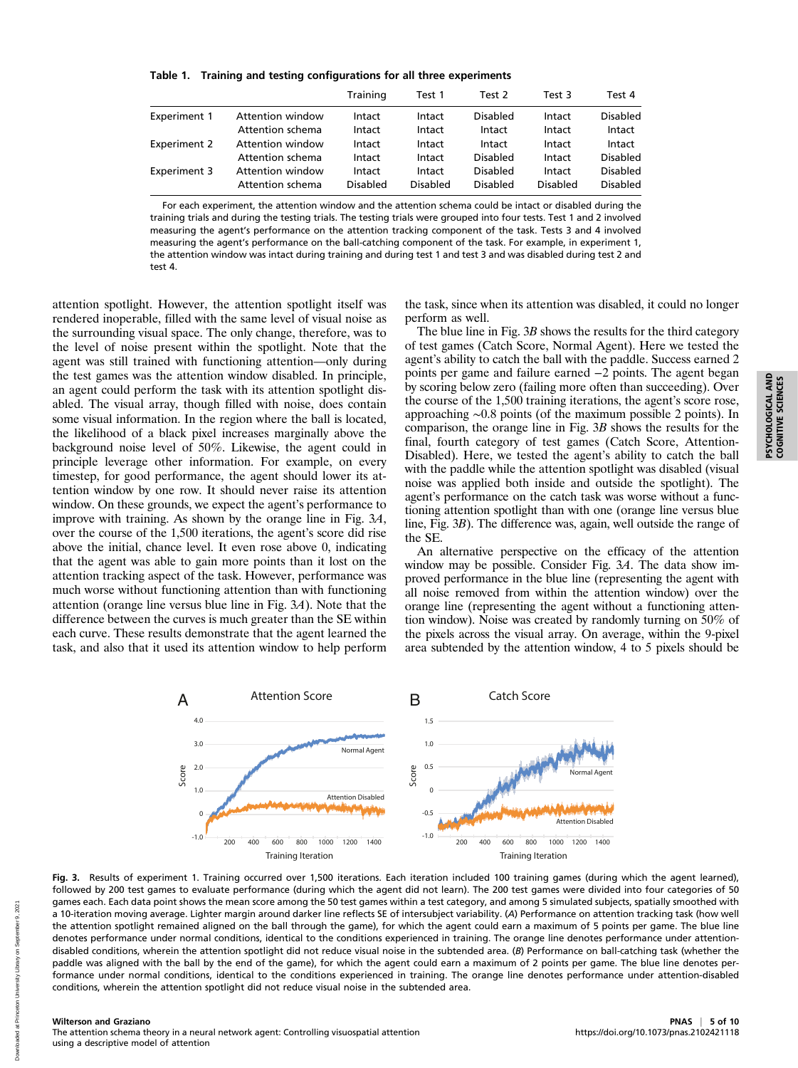**Table 1. Training and testing configurations for all three experiments**

| | | Training | Test 1 | Test 2 | Test 3 | Test 4 |
|---|---|---|---|---|---|---|
| Experiment 1 | Attention window | Intact | Intact | Disabled | Intact | Disabled |
| | Attention schema | Intact | Intact | Intact | Intact | Intact |
| Experiment 2 | Attention window | Intact | Intact | Intact | Intact | Intact |
| | Attention schema | Intact | Intact | Disabled | Intact | Disabled |
| Experiment 3 | Attention window | Intact | Intact | Disabled | Intact | Disabled |
| | Attention schema | Disabled | Disabled | Disabled | Disabled | Disabled |

For each experiment, the attention window and the attention schema could be intact or disabled during the training trials and during the testing trials. The testing trials were grouped into four tests. Test 1 and 2 involved measuring the agent's performance on the attention tracking component of the task. Tests 3 and 4 involved measuring the agent's performance on the ball-catching component of the task. For example, in experiment 1, the attention window was intact during training and during test 1 and test 3 and was disabled during test 2 and test 4.

attention spotlight. However, the attention spotlight itself was rendered inoperable, filled with the same level of visual noise as the surrounding visual space. The only change, therefore, was to the level of noise present within the spotlight. Note that the agent was still trained with functioning attention—only during the test games was the attention window disabled. In principle, an agent could perform the task with its attention spotlight disabled. The visual array, though filled with noise, does contain some visual information. In the region where the ball is located, the likelihood of a black pixel increases marginally above the background noise level of 50%. Likewise, the agent could in principle leverage other information. For example, on every timestep, for good performance, the agent should lower its attention window by one row. It should never raise its attention window. On these grounds, we expect the agent's performance to improve with training. As shown by the orange line in Fig. 3*A*, over the course of the 1,500 iterations, the agent's score did rise above the initial, chance level. It even rose above 0, indicating that the agent was able to gain more points than it lost on the attention tracking aspect of the task. However, performance was much worse without functioning attention than with functioning attention (orange line versus blue line in Fig. 3*A*). Note that the difference between the curves is much greater than the SE within each curve. These results demonstrate that the agent learned the task, and also that it used its attention window to help perform the task, since when its attention was disabled, it could no longer perform as well.

The blue line in Fig. 3*B* shows the results for the third category of test games (Catch Score, Normal Agent). Here we tested the agent's ability to catch the ball with the paddle. Success earned 2 points per game and failure earned −2 points. The agent began by scoring below zero (failing more often than succeeding). Over the course of the 1,500 training iterations, the agent's score rose, approaching ∼0.8 points (of the maximum possible 2 points). In comparison, the orange line in Fig. 3*B* shows the results for the final, fourth category of test games (Catch Score, Attention-Disabled). Here, we tested the agent's ability to catch the ball with the paddle while the attention spotlight was disabled (visual noise was applied both inside and outside the spotlight). The agent's performance on the catch task was worse without a functioning attention spotlight than with one (orange line versus blue line, Fig. 3*B*). The difference was, again, well outside the range of the SE.

An alternative perspective on the efficacy of the attention window may be possible. Consider Fig. 3*A*. The data show improved performance in the blue line (representing the agent with all noise removed from within the attention window) over the orange line (representing the agent without a functioning attention window). Noise was created by randomly turning on 50% of the pixels across the visual array. On average, within the 9-pixel area subtended by the attention window, 4 to 5 pixels should be

**Fig. 3.** Results of experiment 1. Training occurred over 1,500 iterations. Each iteration included 100 training games (during which the agent learned), followed by 200 test games to evaluate performance (during which the agent did not learn). The 200 test games were divided into four categories of 50 games each. Each data point shows the mean score among the 50 test games within a test category, and among 5 simulated subjects, spatially smoothed with a 10-iteration moving average. Lighter margin around darker line reflects SE of intersubject variability. (*A*) Performance on attention tracking task (how well the attention spotlight remained aligned on the ball through the game), for which the agent could earn a maximum of 5 points per game. The blue line denotes performance under normal conditions, identical to the conditions experienced in training. The orange line denotes performance under attention-disabled conditions, wherein the attention spotlight did not reduce visual noise in the subtended area. (*B*) Performance on ball-catching task (whether the paddle was aligned with the ball by the end of the game), for which the agent could earn a maximum of 2 points per game. The blue line denotes performance under normal conditions, identical to the conditions experienced in training. The orange line denotes performance under attention-disabled conditions, wherein the attention spotlight did not reduce visual noise in the subtended area.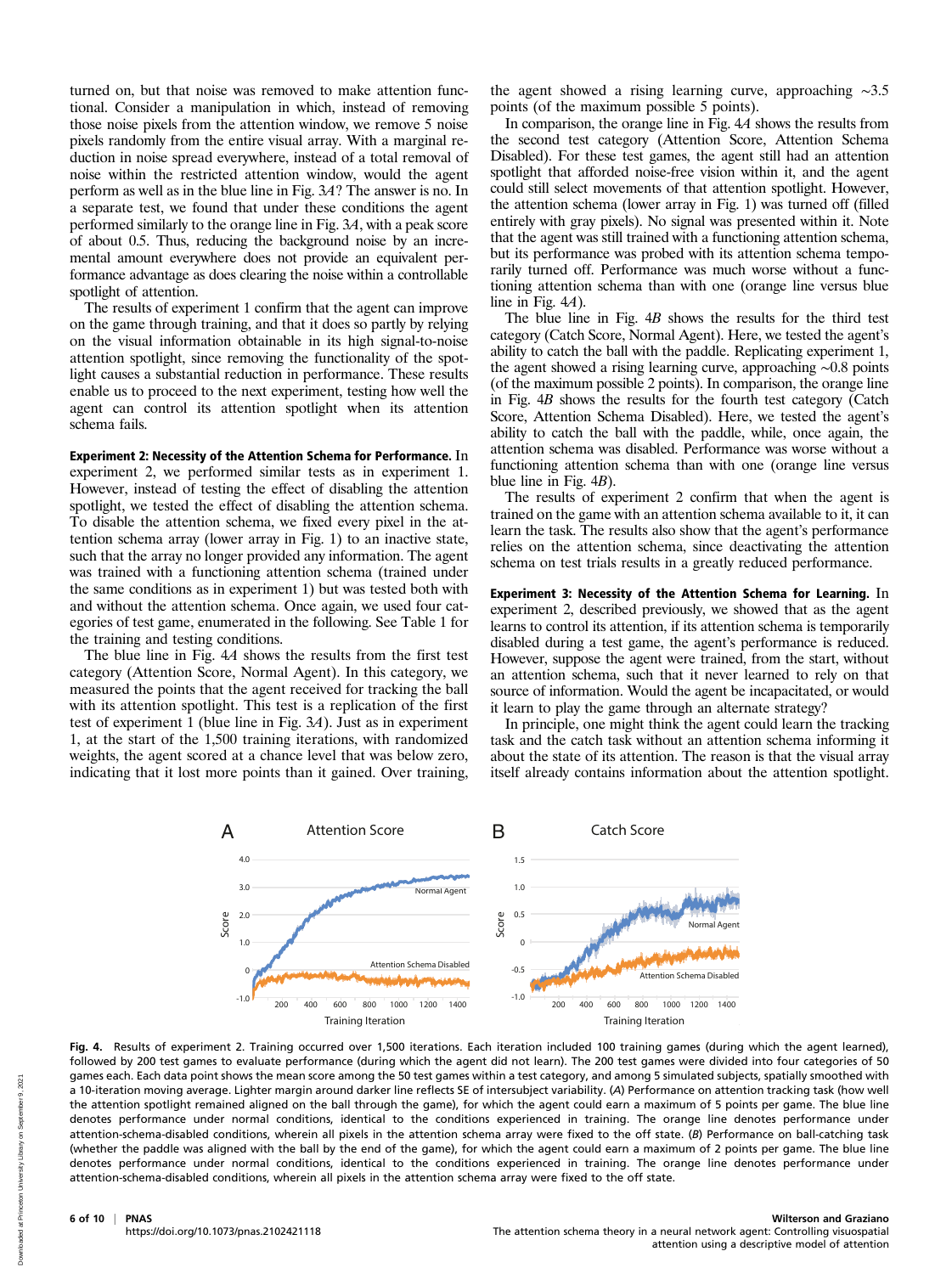turned on, but that noise was removed to make attention functional. Consider a manipulation in which, instead of removing those noise pixels from the attention window, we remove 5 noise pixels randomly from the entire visual array. With a marginal reduction in noise spread everywhere, instead of a total removal of noise within the restricted attention window, would the agent perform as well as in the blue line in Fig. 3*A*? The answer is no. In a separate test, we found that under these conditions the agent performed similarly to the orange line in Fig. 3*A*, with a peak score of about 0.5. Thus, reducing the background noise by an incremental amount everywhere does not provide an equivalent performance advantage as does clearing the noise within a controllable spotlight of attention.

The results of experiment 1 confirm that the agent can improve on the game through training, and that it does so partly by relying on the visual information obtainable in its high signal-to-noise attention spotlight, since removing the functionality of the spotlight causes a substantial reduction in performance. These results enable us to proceed to the next experiment, testing how well the agent can control its attention spotlight when its attention schema fails.

**Experiment 2: Necessity of the Attention Schema for Performance.** In experiment 2, we performed similar tests as in experiment 1. However, instead of testing the effect of disabling the attention spotlight, we tested the effect of disabling the attention schema. To disable the attention schema, we fixed every pixel in the attention schema array (lower array in Fig. 1) to an inactive state, such that the array no longer provided any information. The agent was trained with a functioning attention schema (trained under the same conditions as in experiment 1) but was tested both with and without the attention schema. Once again, we used four categories of test game, enumerated in the following. See Table 1 for the training and testing conditions.

The blue line in Fig. 4*A* shows the results from the first test category (Attention Score, Normal Agent). In this category, we measured the points that the agent received for tracking the ball with its attention spotlight. This test is a replication of the first test of experiment 1 (blue line in Fig. 3*A*). Just as in experiment 1, at the start of the 1,500 training iterations, with randomized weights, the agent scored at a chance level that was below zero, indicating that it lost more points than it gained. Over training, the agent showed a rising learning curve, approaching ∼3.5 points (of the maximum possible 5 points).

In comparison, the orange line in Fig. 4*A* shows the results from the second test category (Attention Score, Attention Schema Disabled). For these test games, the agent still had an attention spotlight that afforded noise-free vision within it, and the agent could still select movements of that attention spotlight. However, the attention schema (lower array in Fig. 1) was turned off (filled entirely with gray pixels). No signal was presented within it. Note that the agent was still trained with a functioning attention schema, but its performance was probed with its attention schema temporarily turned off. Performance was much worse without a functioning attention schema than with one (orange line versus blue line in Fig. 4*A*).

The blue line in Fig. 4*B* shows the results for the third test category (Catch Score, Normal Agent). Here, we tested the agent's ability to catch the ball with the paddle. Replicating experiment 1, the agent showed a rising learning curve, approaching ∼0.8 points (of the maximum possible 2 points). In comparison, the orange line in Fig. 4*B* shows the results for the fourth test category (Catch Score, Attention Schema Disabled). Here, we tested the agent's ability to catch the ball with the paddle, while, once again, the attention schema was disabled. Performance was worse without a functioning attention schema than with one (orange line versus blue line in Fig. 4*B*).

The results of experiment 2 confirm that when the agent is trained on the game with an attention schema available to it, it can learn the task. The results also show that the agent's performance relies on the attention schema, since deactivating the attention schema on test trials results in a greatly reduced performance.

**Experiment 3: Necessity of the Attention Schema for Learning.** In experiment 2, described previously, we showed that as the agent learns to control its attention, if its attention schema is temporarily disabled during a test game, the agent's performance is reduced. However, suppose the agent were trained, from the start, without an attention schema, such that it never learned to rely on that source of information. Would the agent be incapacitated, or would it learn to play the game through an alternate strategy?

In principle, one might think the agent could learn the tracking task and the catch task without an attention schema informing it about the state of its attention. The reason is that the visual array itself already contains information about the attention spotlight.

**Fig. 4.** Results of experiment 2. Training occurred over 1,500 iterations. Each iteration included 100 training games (during which the agent learned), followed by 200 test games to evaluate performance (during which the agent did not learn). The 200 test games were divided into four categories of 50 games each. Each data point shows the mean score among the 50 test games within a test category, and among 5 simulated subjects, spatially smoothed with a 10-iteration moving average. Lighter margin around darker line reflects SE of intersubject variability. (*A*) Performance on attention tracking task (how well the attention spotlight remained aligned on the ball through the game), for which the agent could earn a maximum of 5 points per game. The blue line denotes performance under normal conditions, identical to the conditions experienced in training. The orange line denotes performance under attention-schema-disabled conditions, wherein all pixels in the attention schema array were fixed to the off state. (*B*) Performance on ball-catching task (whether the paddle was aligned with the ball by the end of the game), for which the agent could earn a maximum of 2 points per game. The blue line denotes performance under normal conditions, identical to the conditions experienced in training. The orange line denotes performance under attention-schema-disabled conditions, wherein all pixels in the attention schema array were fixed to the off state.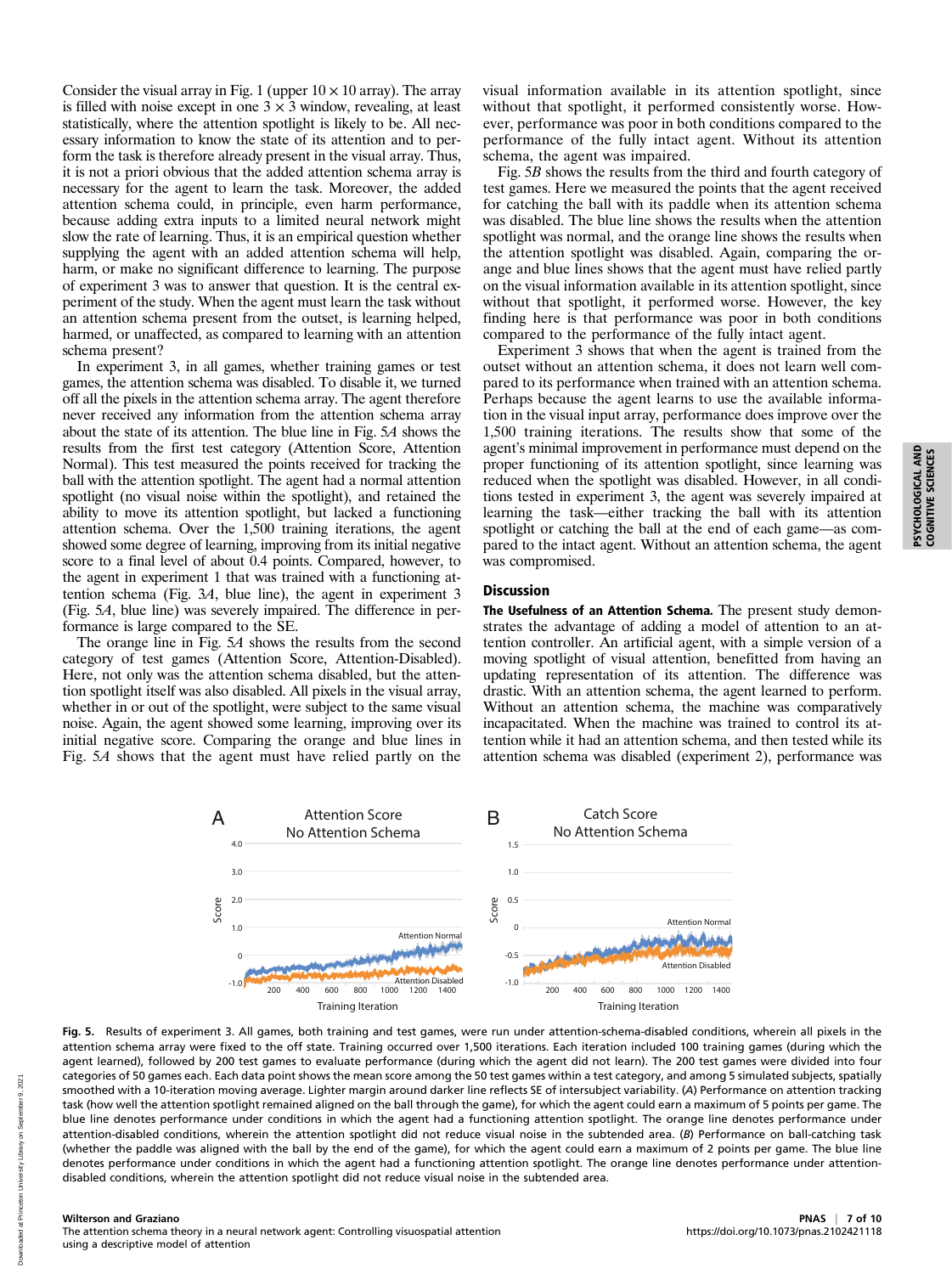Consider the visual array in Fig. 1 (upper $10 \times 10$ array). The array is filled with noise except in one $3 \times 3$ window, revealing, at least statistically, where the attention spotlight is likely to be. All necessary information to know the state of its attention and to perform the task is therefore already present in the visual array. Thus, it is not a priori obvious that the added attention schema array is necessary for the agent to learn the task. Moreover, the added attention schema could, in principle, even harm performance, because adding extra inputs to a limited neural network might slow the rate of learning. Thus, it is an empirical question whether supplying the agent with an added attention schema will help, harm, or make no significant difference to learning. The purpose of experiment 3 was to answer that question. It is the central experiment of the study. When the agent must learn the task without an attention schema present from the outset, is learning helped, harmed, or unaffected, as compared to learning with an attention schema present?

In experiment 3, in all games, whether training games or test games, the attention schema was disabled. To disable it, we turned off all the pixels in the attention schema array. The agent therefore never received any information from the attention schema array about the state of its attention. The blue line in Fig. 5*A* shows the results from the first test category (Attention Score, Attention Normal). This test measured the points received for tracking the ball with the attention spotlight. The agent had a normal attention spotlight (no visual noise within the spotlight), and retained the ability to move its attention spotlight, but lacked a functioning attention schema. Over the 1,500 training iterations, the agent showed some degree of learning, improving from its initial negative score to a final level of about 0.4 points. Compared, however, to the agent in experiment 1 that was trained with a functioning attention schema (Fig. 3*A*, blue line), the agent in experiment 3 (Fig. 5*A*, blue line) was severely impaired. The difference in performance is large compared to the SE.

The orange line in Fig. 5*A* shows the results from the second category of test games (Attention Score, Attention-Disabled). Here, not only was the attention schema disabled, but the attention spotlight itself was also disabled. All pixels in the visual array, whether in or out of the spotlight, were subject to the same visual noise. Again, the agent showed some learning, improving over its initial negative score. Comparing the orange and blue lines in Fig. 5*A* shows that the agent must have relied partly on the visual information available in its attention spotlight, since without that spotlight, it performed consistently worse. However, performance was poor in both conditions compared to the performance of the fully intact agent. Without its attention schema, the agent was impaired.

Fig. 5*B* shows the results from the third and fourth category of test games. Here we measured the points that the agent received for catching the ball with its paddle when its attention schema was disabled. The blue line shows the results when the attention spotlight was normal, and the orange line shows the results when the attention spotlight was disabled. Again, comparing the orange and blue lines shows that the agent must have relied partly on the visual information available in its attention spotlight, since without that spotlight, it performed worse. However, the key finding here is that performance was poor in both conditions compared to the performance of the fully intact agent.

Experiment 3 shows that when the agent is trained from the outset without an attention schema, it does not learn well compared to its performance when trained with an attention schema. Perhaps because the agent learns to use the available information in the visual input array, performance does improve over the 1,500 training iterations. The results show that some of the agent's minimal improvement in performance must depend on the proper functioning of its attention spotlight, since learning was reduced when the spotlight was disabled. However, in all conditions tested in experiment 3, the agent was severely impaired at learning the task—either tracking the ball with its attention spotlight or catching the ball at the end of each game—as compared to the intact agent. Without an attention schema, the agent was compromised.

## Discussion

**The Usefulness of an Attention Schema.** The present study demonstrates the advantage of adding a model of attention to an attention controller. An artificial agent, with a simple version of a moving spotlight of visual attention, benefitted from having an updating representation of its attention. The difference was drastic. With an attention schema, the agent learned to perform. Without an attention schema, the machine was comparatively incapacitated. When the machine was trained to control its attention while it had an attention schema, and then tested while its attention schema was disabled (experiment 2), performance was

**Fig. 5.** Results of experiment 3. All games, both training and test games, were run under attention-schema-disabled conditions, wherein all pixels in the attention schema array were fixed to the off state. Training occurred over 1,500 iterations. Each iteration included 100 training games (during which the agent learned), followed by 200 test games to evaluate performance (during which the agent did not learn). The 200 test games were divided into four categories of 50 games each. Each data point shows the mean score among the 50 test games within a test category, and among 5 simulated subjects, spatially smoothed with a 10-iteration moving average. Lighter margin around darker line reflects SE of intersubject variability. (*A*) Performance on attention tracking task (how well the attention spotlight remained aligned on the ball through the game), for which the agent could earn a maximum of 5 points per game. The blue line denotes performance under conditions in which the agent had a functioning attention spotlight. The orange line denotes performance under attention-disabled conditions, wherein the attention spotlight did not reduce visual noise in the subtended area. (*B*) Performance on ball-catching task (whether the paddle was aligned with the ball by the end of the game), for which the agent could earn a maximum of 2 points per game. The blue line denotes performance under conditions in which the agent had a functioning attention spotlight. The orange line denotes performance under attention-disabled conditions, wherein the attention spotlight did not reduce visual noise in the subtended area.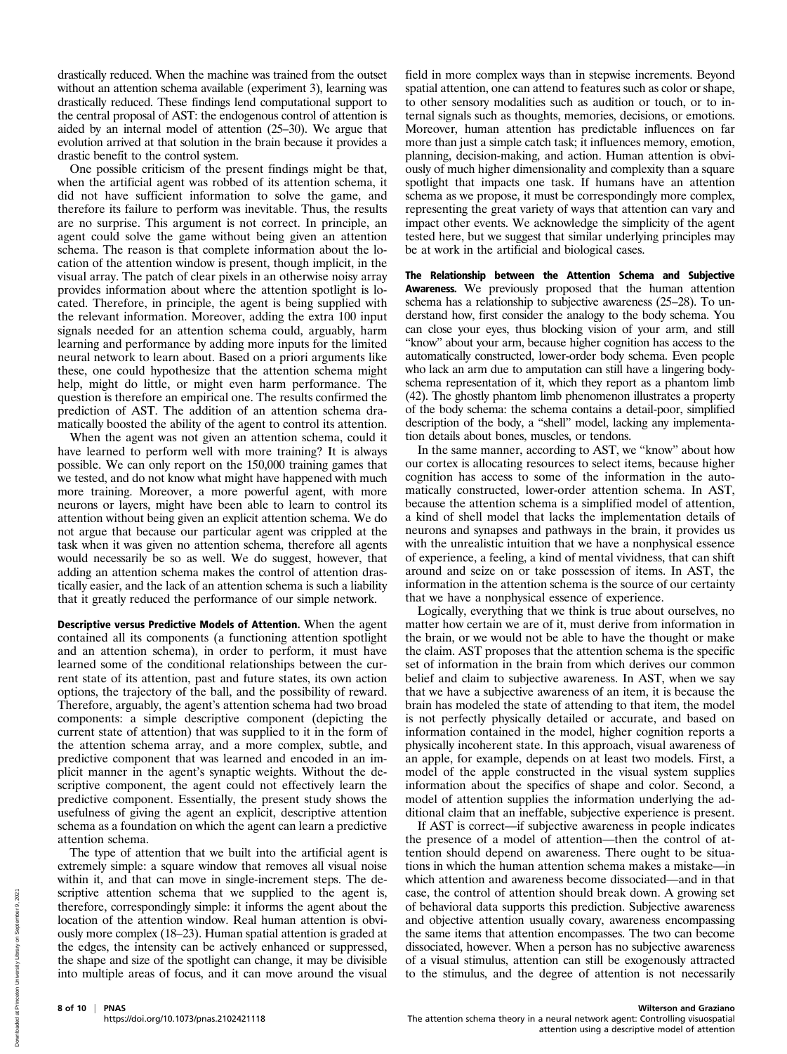drastically reduced. When the machine was trained from the outset without an attention schema available (experiment 3), learning was drastically reduced. These findings lend computational support to the central proposal of AST: the endogenous control of attention is aided by an internal model of attention (25–30). We argue that evolution arrived at that solution in the brain because it provides a drastic benefit to the control system.

One possible criticism of the present findings might be that, when the artificial agent was robbed of its attention schema, it did not have sufficient information to solve the game, and therefore its failure to perform was inevitable. Thus, the results are no surprise. This argument is not correct. In principle, an agent could solve the game without being given an attention schema. The reason is that complete information about the location of the attention window is present, though implicit, in the visual array. The patch of clear pixels in an otherwise noisy array provides information about where the attention spotlight is located. Therefore, in principle, the agent is being supplied with the relevant information. Moreover, adding the extra 100 input signals needed for an attention schema could, arguably, harm learning and performance by adding more inputs for the limited neural network to learn about. Based on a priori arguments like these, one could hypothesize that the attention schema might help, might do little, or might even harm performance. The question is therefore an empirical one. The results confirmed the prediction of AST. The addition of an attention schema dramatically boosted the ability of the agent to control its attention.

When the agent was not given an attention schema, could it have learned to perform well with more training? It is always possible. We can only report on the 150,000 training games that we tested, and do not know what might have happened with much more training. Moreover, a more powerful agent, with more neurons or layers, might have been able to learn to control its attention without being given an explicit attention schema. We do not argue that because our particular agent was crippled at the task when it was given no attention schema, therefore all agents would necessarily be so as well. We do suggest, however, that adding an attention schema makes the control of attention drastically easier, and the lack of an attention schema is such a liability that it greatly reduced the performance of our simple network.

**Descriptive versus Predictive Models of Attention.** When the agent contained all its components (a functioning attention spotlight and an attention schema), in order to perform, it must have learned some of the conditional relationships between the current state of its attention, past and future states, its own action options, the trajectory of the ball, and the possibility of reward. Therefore, arguably, the agent's attention schema had two broad components: a simple descriptive component (depicting the current state of attention) that was supplied to it in the form of the attention schema array, and a more complex, subtle, and predictive component that was learned and encoded in an implicit manner in the agent's synaptic weights. Without the descriptive component, the agent could not effectively learn the predictive component. Essentially, the present study shows the usefulness of giving the agent an explicit, descriptive attention schema as a foundation on which the agent can learn a predictive attention schema.

The type of attention that we built into the artificial agent is extremely simple: a square window that removes all visual noise within it, and that can move in single-increment steps. The descriptive attention schema that we supplied to the agent is, therefore, correspondingly simple: it informs the agent about the location of the attention window. Real human attention is obviously more complex (18–23). Human spatial attention is graded at the edges, the intensity can be actively enhanced or suppressed, the shape and size of the spotlight can change, it may be divisible into multiple areas of focus, and it can move around the visual field in more complex ways than in stepwise increments. Beyond spatial attention, one can attend to features such as color or shape, to other sensory modalities such as audition or touch, or to internal signals such as thoughts, memories, decisions, or emotions. Moreover, human attention has predictable influences on far more than just a simple catch task; it influences memory, emotion, planning, decision-making, and action. Human attention is obviously of much higher dimensionality and complexity than a square spotlight that impacts one task. If humans have an attention schema as we propose, it must be correspondingly more complex, representing the great variety of ways that attention can vary and impact other events. We acknowledge the simplicity of the agent tested here, but we suggest that similar underlying principles may be at work in the artificial and biological cases.

**The Relationship between the Attention Schema and Subjective Awareness.** We previously proposed that the human attention schema has a relationship to subjective awareness (25–28). To understand how, first consider the analogy to the body schema. You can close your eyes, thus blocking vision of your arm, and still "know" about your arm, because higher cognition has access to the automatically constructed, lower-order body schema. Even people who lack an arm due to amputation can still have a lingering body-schema representation of it, which they report as a phantom limb (42). The ghostly phantom limb phenomenon illustrates a property of the body schema: the schema contains a detail-poor, simplified description of the body, a "shell" model, lacking any implementation details about bones, muscles, or tendons.

In the same manner, according to AST, we "know" about how our cortex is allocating resources to select items, because higher cognition has access to some of the information in the automatically constructed, lower-order attention schema. In AST, because the attention schema is a simplified model of attention, a kind of shell model that lacks the implementation details of neurons and synapses and pathways in the brain, it provides us with the unrealistic intuition that we have a nonphysical essence of experience, a feeling, a kind of mental vividness, that can shift around and seize on or take possession of items. In AST, the information in the attention schema is the source of our certainty that we have a nonphysical essence of experience.

Logically, everything that we think is true about ourselves, no matter how certain we are of it, must derive from information in the brain, or we would not be able to have the thought or make the claim. AST proposes that the attention schema is the specific set of information in the brain from which derives our common belief and claim to subjective awareness. In AST, when we say that we have a subjective awareness of an item, it is because the brain has modeled the state of attending to that item, the model is not perfectly physically detailed or accurate, and based on information contained in the model, higher cognition reports a physically incoherent state. In this approach, visual awareness of an apple, for example, depends on at least two models. First, a model of the apple constructed in the visual system supplies information about the specifics of shape and color. Second, a model of attention supplies the information underlying the additional claim that an ineffable, subjective experience is present.

If AST is correct—if subjective awareness in people indicates the presence of a model of attention—then the control of attention should depend on awareness. There ought to be situations in which the human attention schema makes a mistake—in which attention and awareness become dissociated—and in that case, the control of attention should break down. A growing set of behavioral data supports this prediction. Subjective awareness and objective attention usually covary, awareness encompassing the same items that attention encompasses. The two can become dissociated, however. When a person has no subjective awareness of a visual stimulus, attention can still be exogenously attracted to the stimulus, and the degree of attention is not necessarily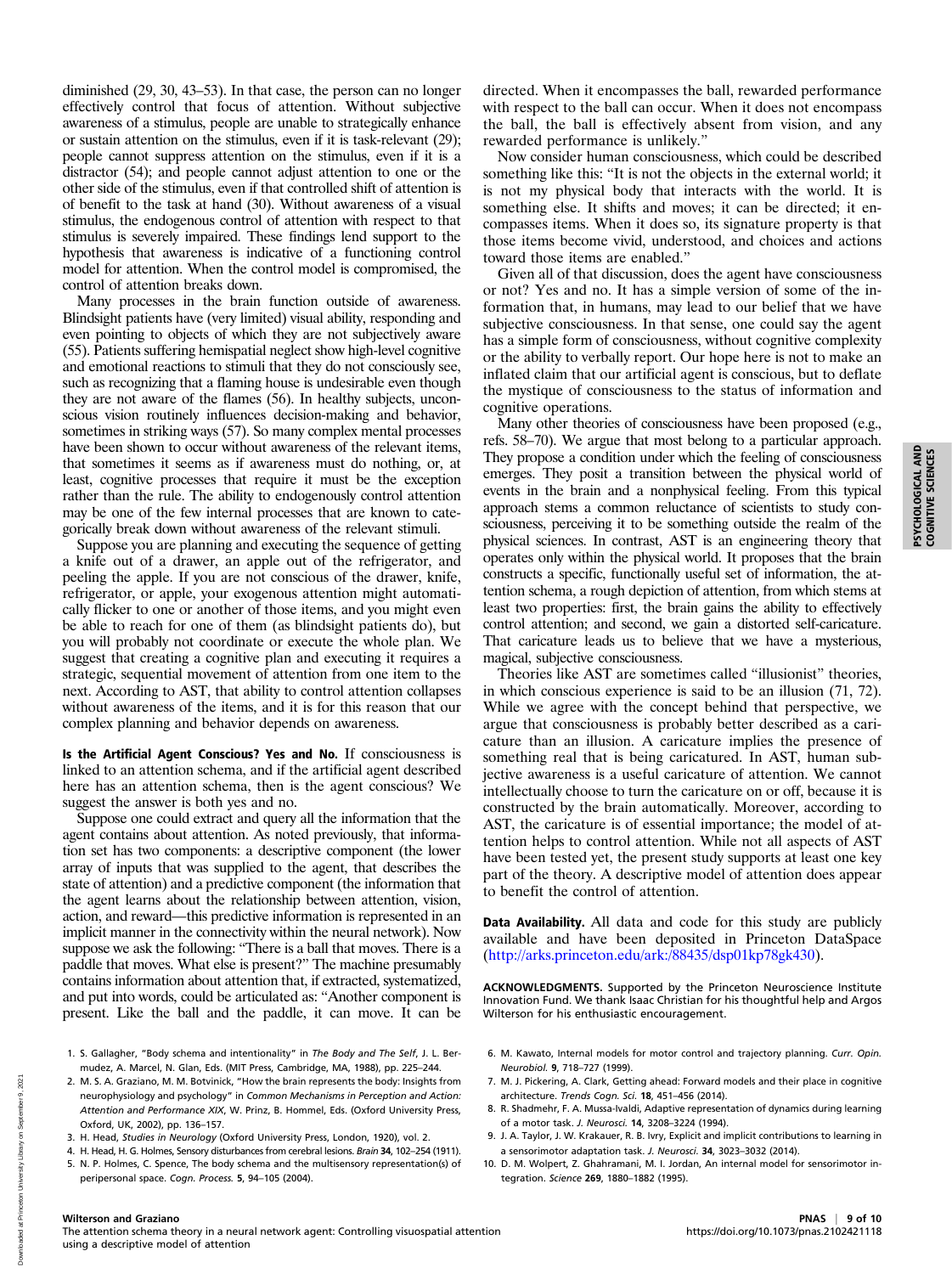diminished (29, 30, 43–53). In that case, the person can no longer effectively control that focus of attention. Without subjective awareness of a stimulus, people are unable to strategically enhance or sustain attention on the stimulus, even if it is task-relevant (29); people cannot suppress attention on the stimulus, even if it is a distractor (54); and people cannot adjust attention to one or the other side of the stimulus, even if that controlled shift of attention is of benefit to the task at hand (30). Without awareness of a visual stimulus, the endogenous control of attention with respect to that stimulus is severely impaired. These findings lend support to the hypothesis that awareness is indicative of a functioning control model for attention. When the control model is compromised, the control of attention breaks down.

Many processes in the brain function outside of awareness. Blindsight patients have (very limited) visual ability, responding and even pointing to objects of which they are not subjectively aware (55). Patients suffering hemispatial neglect show high-level cognitive and emotional reactions to stimuli that they do not consciously see, such as recognizing that a flaming house is undesirable even though they are not aware of the flames (56). In healthy subjects, unconscious vision routinely influences decision-making and behavior, sometimes in striking ways (57). So many complex mental processes have been shown to occur without awareness of the relevant items, that sometimes it seems as if awareness must do nothing, or, at least, cognitive processes that require it must be the exception rather than the rule. The ability to endogenously control attention may be one of the few internal processes that are known to categorically break down without awareness of the relevant stimuli.

Suppose you are planning and executing the sequence of getting a knife out of a drawer, an apple out of the refrigerator, and peeling the apple. If you are not conscious of the drawer, knife, refrigerator, or apple, your exogenous attention might automatically flicker to one or another of those items, and you might even be able to reach for one of them (as blindsight patients do), but you will probably not coordinate or execute the whole plan. We suggest that creating a cognitive plan and executing it requires a strategic, sequential movement of attention from one item to the next. According to AST, that ability to control attention collapses without awareness of the items, and it is for this reason that our complex planning and behavior depends on awareness.

**Is the Artificial Agent Conscious? Yes and No.** If consciousness is linked to an attention schema, and if the artificial agent described here has an attention schema, then is the agent conscious? We suggest the answer is both yes and no.

Suppose one could extract and query all the information that the agent contains about attention. As noted previously, that information set has two components: a descriptive component (the lower array of inputs that was supplied to the agent, that describes the state of attention) and a predictive component (the information that the agent learns about the relationship between attention, vision, action, and reward—this predictive information is represented in an implicit manner in the connectivity within the neural network). Now suppose we ask the following: "There is a ball that moves. There is a paddle that moves. What else is present?" The machine presumably contains information about attention that, if extracted, systematized, and put into words, could be articulated as: "Another component is present. Like the ball and the paddle, it can move. It can be directed. When it encompasses the ball, rewarded performance with respect to the ball can occur. When it does not encompass the ball, the ball is effectively absent from vision, and any rewarded performance is unlikely."

Now consider human consciousness, which could be described something like this: "It is not the objects in the external world; it is not my physical body that interacts with the world. It is something else. It shifts and moves; it can be directed; it encompasses items. When it does so, its signature property is that those items become vivid, understood, and choices and actions toward those items are enabled."

Given all of that discussion, does the agent have consciousness or not? Yes and no. It has a simple version of some of the information that, in humans, may lead to our belief that we have subjective consciousness. In that sense, one could say the agent has a simple form of consciousness, without cognitive complexity or the ability to verbally report. Our hope here is not to make an inflated claim that our artificial agent is conscious, but to deflate the mystique of consciousness to the status of information and cognitive operations.

Many other theories of consciousness have been proposed (e.g., refs. 58–70). We argue that most belong to a particular approach. They propose a condition under which the feeling of consciousness emerges. They posit a transition between the physical world of events in the brain and a nonphysical feeling. From this typical approach stems a common reluctance of scientists to study consciousness, perceiving it to be something outside the realm of the physical sciences. In contrast, AST is an engineering theory that operates only within the physical world. It proposes that the brain constructs a specific, functionally useful set of information, the attention schema, a rough depiction of attention, from which stems at least two properties: first, the brain gains the ability to effectively control attention; and second, we gain a distorted self-caricature. That caricature leads us to believe that we have a mysterious, magical, subjective consciousness.

Theories like AST are sometimes called "illusionist" theories, in which conscious experience is said to be an illusion (71, 72). While we agree with the concept behind that perspective, we argue that consciousness is probably better described as a caricature than an illusion. A caricature implies the presence of something real that is being caricatured. In AST, human subjective awareness is a useful caricature of attention. We cannot intellectually choose to turn the caricature on or off, because it is constructed by the brain automatically. Moreover, according to AST, the caricature is of essential importance; the model of attention helps to control attention. While not all aspects of AST have been tested yet, the present study supports at least one key part of the theory. A descriptive model of attention does appear to benefit the control of attention.

**Data Availability.** All data and code for this study are publicly available and have been deposited in Princeton DataSpace (http://arks.princeton.edu/ark:/88435/dsp01kp78gk430).

**ACKNOWLEDGMENTS.** Supported by the Princeton Neuroscience Institute Innovation Fund. We thank Isaac Christian for his thoughtful help and Argos Wilterson for his enthusiastic encouragement.

1. S. Gallagher, "Body schema and intentionality" in *The Body and The Self*, J. L. Bermudez, A. Marcel, N. Glan, Eds. (MIT Press, Cambridge, MA, 1988), pp. 225–244.
2. M. S. A. Graziano, M. M. Botvinick, "How the brain represents the body: Insights from neurophysiology and psychology" in *Common Mechanisms in Perception and Action: Attention and Performance XIX*, W. Prinz, B. Hommel, Eds. (Oxford University Press, Oxford, UK, 2002), pp. 136–157.
3. H. Head, *Studies in Neurology* (Oxford University Press, London, 1920), vol. 2.
4. H. Head, H. G. Holmes, Sensory disturbances from cerebral lesions. *Brain* **34**, 102–254 (1911).
5. N. P. Holmes, C. Spence, The body schema and the multisensory representation(s) of peripersonal space. *Cogn. Process.* **5**, 94–105 (2004).
6. M. Kawato, Internal models for motor control and trajectory planning. *Curr. Opin. Neurobiol.* **9**, 718–727 (1999).
7. M. J. Pickering, A. Clark, Getting ahead: Forward models and their place in cognitive architecture. *Trends Cogn. Sci.* **18**, 451–456 (2014).
8. R. Shadmehr, F. A. Mussa-Ivaldi, Adaptive representation of dynamics during learning of a motor task. *J. Neurosci.* **14**, 3208–3224 (1994).
9. J. A. Taylor, J. W. Krakauer, R. B. Ivry, Explicit and implicit contributions to learning in a sensorimotor adaptation task. *J. Neurosci.* **34**, 3023–3032 (2014).
10. D. M. Wolpert, Z. Ghahramani, M. I. Jordan, An internal model for sensorimotor integration. *Science* **269**, 1880–1882 (1995).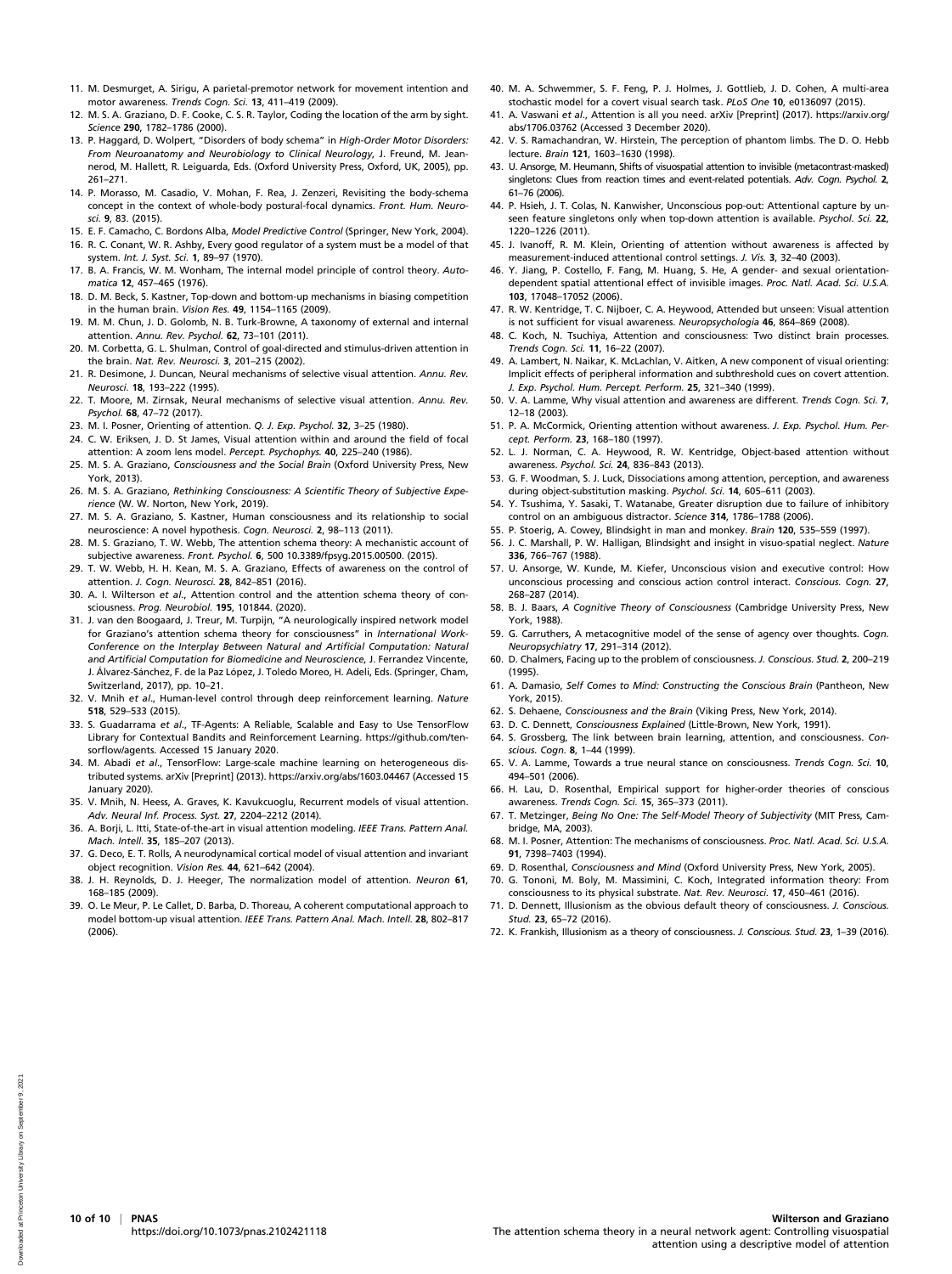11. M. Desmurget, A. Sirigu, A parietal-premotor network for movement intention and motor awareness. *Trends Cogn. Sci.* **13**, 411–419 (2009).
12. M. S. A. Graziano, D. F. Cooke, C. S. R. Taylor, Coding the location of the arm by sight. *Science* **290**, 1782–1786 (2000).
13. P. Haggard, D. Wolpert, "Disorders of body schema" in *High-Order Motor Disorders: From Neuroanatomy and Neurobiology to Clinical Neurology*, J. Freund, M. Jeannerod, M. Hallett, R. Leiguarda, Eds. (Oxford University Press, Oxford, UK, 2005), pp. 261–271.
14. P. Morasso, M. Casadio, V. Mohan, F. Rea, J. Zenzeri, Revisiting the body-schema concept in the context of whole-body postural-focal dynamics. *Front. Hum. Neurosci.* **9**, 83. (2015).
15. E. F. Camacho, C. Bordons Alba, *Model Predictive Control* (Springer, New York, 2004).
16. R. C. Conant, W. R. Ashby, Every good regulator of a system must be a model of that system. *Int. J. Syst. Sci.* **1**, 89–97 (1970).
17. B. A. Francis, W. M. Wonham, The internal model principle of control theory. *Automatica* **12**, 457–465 (1976).
18. D. M. Beck, S. Kastner, Top-down and bottom-up mechanisms in biasing competition in the human brain. *Vision Res.* **49**, 1154–1165 (2009).
19. M. M. Chun, J. D. Golomb, N. B. Turk-Browne, A taxonomy of external and internal attention. *Annu. Rev. Psychol.* **62**, 73–101 (2011).
20. M. Corbetta, G. L. Shulman, Control of goal-directed and stimulus-driven attention in the brain. *Nat. Rev. Neurosci.* **3**, 201–215 (2002).
21. R. Desimone, J. Duncan, Neural mechanisms of selective visual attention. *Annu. Rev. Neurosci.* **18**, 193–222 (1995).
22. T. Moore, M. Zirnsak, Neural mechanisms of selective visual attention. *Annu. Rev. Psychol.* **68**, 47–72 (2017).
23. M. I. Posner, Orienting of attention. *Q. J. Exp. Psychol.* **32**, 3–25 (1980).
24. C. W. Eriksen, J. D. St James, Visual attention within and around the field of focal attention: A zoom lens model. *Percept. Psychophys.* **40**, 225–240 (1986).
25. M. S. A. Graziano, *Consciousness and the Social Brain* (Oxford University Press, New York, 2013).
26. M. S. A. Graziano, *Rethinking Consciousness: A Scientific Theory of Subjective Experience* (W. W. Norton, New York, 2019).
27. M. S. A. Graziano, S. Kastner, Human consciousness and its relationship to social neuroscience: A novel hypothesis. *Cogn. Neurosci.* **2**, 98–113 (2011).
28. M. S. Graziano, T. W. Webb, The attention schema theory: A mechanistic account of subjective awareness. *Front. Psychol.* **6**, 500 10.3389/fpsyg.2015.00500. (2015).
29. T. W. Webb, H. H. Kean, M. S. A. Graziano, Effects of awareness on the control of attention. *J. Cogn. Neurosci.* **28**, 842–851 (2016).
30. A. I. Wilterson *et al*., Attention control and the attention schema theory of consciousness. *Prog. Neurobiol.* **195**, 101844. (2020).
31. J. van den Boogaard, J. Treur, M. Turpijn, "A neurologically inspired network model for Graziano's attention schema theory for consciousness" in *International Work-Conference on the Interplay Between Natural and Artificial Computation: Natural and Artificial Computation for Biomedicine and Neuroscience*, J. Ferrandez Vincente, J. Álvarez-Sánchez, F. de la Paz López, J. Toledo Moreo, H. Adeli, Eds. (Springer, Cham, Switzerland, 2017), pp. 10–21.
32. V. Mnih *et al*., Human-level control through deep reinforcement learning. *Nature* **518**, 529–533 (2015).
33. S. Guadarrama *et al*., TF-Agents: A Reliable, Scalable and Easy to Use TensorFlow Library for Contextual Bandits and Reinforcement Learning. https://github.com/tensorflow/agents. Accessed 15 January 2020.
34. M. Abadi *et al*., TensorFlow: Large-scale machine learning on heterogeneous distributed systems. arXiv [Preprint] (2013). https://arxiv.org/abs/1603.04467 (Accessed 15 January 2020).
35. V. Mnih, N. Heess, A. Graves, K. Kavukcuoglu, Recurrent models of visual attention. *Adv. Neural Inf. Process. Syst.* **27**, 2204–2212 (2014).
36. A. Borji, L. Itti, State-of-the-art in visual attention modeling. *IEEE Trans. Pattern Anal. Mach. Intell.* **35**, 185–207 (2013).
37. G. Deco, E. T. Rolls, A neurodynamical cortical model of visual attention and invariant object recognition. *Vision Res.* **44**, 621–642 (2004).
38. J. H. Reynolds, D. J. Heeger, The normalization model of attention. *Neuron* **61**, 168–185 (2009).
39. O. Le Meur, P. Le Callet, D. Barba, D. Thoreau, A coherent computational approach to model bottom-up visual attention. *IEEE Trans. Pattern Anal. Mach. Intell.* **28**, 802–817 (2006).
40. M. A. Schwemmer, S. F. Feng, P. J. Holmes, J. Gottlieb, J. D. Cohen, A multi-area stochastic model for a covert visual search task. *PLoS One* **10**, e0136097 (2015).
41. A. Vaswani *et al*., Attention is all you need. arXiv [Preprint] (2017). https://arxiv.org/abs/1706.03762 (Accessed 3 December 2020).
42. V. S. Ramachandran, W. Hirstein, The perception of phantom limbs. The D. O. Hebb lecture. *Brain* **121**, 1603–1630 (1998).
43. U. Ansorge, M. Heumann, Shifts of visuospatial attention to invisible (metacontrast-masked) singletons: Clues from reaction times and event-related potentials. *Adv. Cogn. Psychol.* **2**, 61–76 (2006).
44. P. Hsieh, J. T. Colas, N. Kanwisher, Unconscious pop-out: Attentional capture by unseen feature singletons only when top-down attention is available. *Psychol. Sci.* **22**, 1220–1226 (2011).
45. J. Ivanoff, R. M. Klein, Orienting of attention without awareness is affected by measurement-induced attentional control settings. *J. Vis.* **3**, 32–40 (2003).
46. Y. Jiang, P. Costello, F. Fang, M. Huang, S. He, A gender- and sexual orientation-dependent spatial attentional effect of invisible images. *Proc. Natl. Acad. Sci. U.S.A.* **103**, 17048–17052 (2006).
47. R. W. Kentridge, T. C. Nijboer, C. A. Heywood, Attended but unseen: Visual attention is not sufficient for visual awareness. *Neuropsychologia* **46**, 864–869 (2008).
48. C. Koch, N. Tsuchiya, Attention and consciousness: Two distinct brain processes. *Trends Cogn. Sci.* **11**, 16–22 (2007).
49. A. Lambert, N. Naikar, K. McLachlan, V. Aitken, A new component of visual orienting: Implicit effects of peripheral information and subthreshold cues on covert attention. *J. Exp. Psychol. Hum. Percept. Perform.* **25**, 321–340 (1999).
50. V. A. Lamme, Why visual attention and awareness are different. *Trends Cogn. Sci.* **7**, 12–18 (2003).
51. P. A. McCormick, Orienting attention without awareness. *J. Exp. Psychol. Hum. Percept. Perform.* **23**, 168–180 (1997).
52. L. J. Norman, C. A. Heywood, R. W. Kentridge, Object-based attention without awareness. *Psychol. Sci.* **24**, 836–843 (2013).
53. G. F. Woodman, S. J. Luck, Dissociations among attention, perception, and awareness during object-substitution masking. *Psychol. Sci.* **14**, 605–611 (2003).
54. Y. Tsushima, Y. Sasaki, T. Watanabe, Greater disruption due to failure of inhibitory control on an ambiguous distractor. *Science* **314**, 1786–1788 (2006).
55. P. Stoerig, A. Cowey, Blindsight in man and monkey. *Brain* **120**, 535–559 (1997).
56. J. C. Marshall, P. W. Halligan, Blindsight and insight in visuo-spatial neglect. *Nature* **336**, 766–767 (1988).
57. U. Ansorge, W. Kunde, M. Kiefer, Unconscious vision and executive control: How unconscious processing and conscious action control interact. *Conscious. Cogn.* **27**, 268–287 (2014).
58. B. J. Baars, *A Cognitive Theory of Consciousness* (Cambridge University Press, New York, 1988).
59. G. Carruthers, A metacognitive model of the sense of agency over thoughts. *Cogn. Neuropsychiatry* **17**, 291–314 (2012).
60. D. Chalmers, Facing up to the problem of consciousness. *J. Conscious. Stud.* **2**, 200–219 (1995).
61. A. Damasio, *Self Comes to Mind: Constructing the Conscious Brain* (Pantheon, New York, 2015).
62. S. Dehaene, *Consciousness and the Brain* (Viking Press, New York, 2014).
63. D. C. Dennett, *Consciousness Explained* (Little-Brown, New York, 1991).
64. S. Grossberg, The link between brain learning, attention, and consciousness. *Conscious. Cogn.* **8**, 1–44 (1999).
65. V. A. Lamme, Towards a true neural stance on consciousness. *Trends Cogn. Sci.* **10**, 494–501 (2006).
66. H. Lau, D. Rosenthal, Empirical support for higher-order theories of conscious awareness. *Trends Cogn. Sci.* **15**, 365–373 (2011).
67. T. Metzinger, *Being No One: The Self-Model Theory of Subjectivity* (MIT Press, Cambridge, MA, 2003).
68. M. I. Posner, Attention: The mechanisms of consciousness. *Proc. Natl. Acad. Sci. U.S.A.* **91**, 7398–7403 (1994).
69. D. Rosenthal, *Consciousness and Mind* (Oxford University Press, New York, 2005).
70. G. Tononi, M. Boly, M. Massimini, C. Koch, Integrated information theory: From consciousness to its physical substrate. *Nat. Rev. Neurosci.* **17**, 450–461 (2016).
71. D. Dennett, Illusionism as the obvious default theory of consciousness. *J. Conscious. Stud.* **23**, 65–72 (2016).
72. K. Frankish, Illusionism as a theory of consciousness. *J. Conscious. Stud.* **23**, 1–39 (2016).